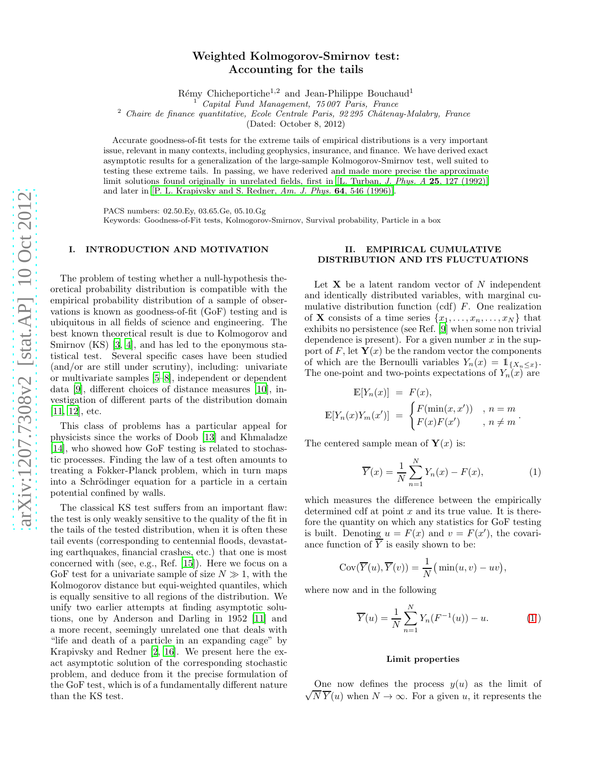# Weighted Kolmogorov-Smirnov test: Accounting for the tails

Rémy Chicheportiche[1,2] and Jean-Philippe Bouchaud[1]

[1] *Capital Fund Management, 75 007 Paris, France*
[2] *Chaire de finance quantitative, Ecole Centrale Paris, 92 295 Châtenay-Malabry, France*

(Dated: October 8, 2012)

Accurate goodness-of-fit tests for the extreme tails of empirical distributions is a very important issue, relevant in many contexts, including geophysics, insurance, and finance. We have derived exact asymptotic results for a generalization of the large-sample Kolmogorov-Smirnov test, well suited to testing these extreme tails. In passing, we have rederived and made more precise the approximate limit solutions found originally in unrelated fields, first in [L. Turban, *J. Phys. A* **25**, 127 (1992)] and later in [P. L. Krapivsky and S. Redner, *Am. J. Phys.* **64**, 546 (1996)].

PACS numbers: 02.50.Ey, 03.65.Ge, 05.10.Gg
Keywords: Goodness-of-Fit tests, Kolmogorov-Smirnov, Survival probability, Particle in a box

## I. INTRODUCTION AND MOTIVATION

The problem of testing whether a null-hypothesis theoretical probability distribution is compatible with the empirical probability distribution of a sample of observations is known as goodness-of-fit (GoF) testing and is ubiquitous in all fields of science and engineering. The best known theoretical result is due to Kolmogorov and Smirnov (KS) [3, 4], and has led to the eponymous statistical test. Several specific cases have been studied (and/or are still under scrutiny), including: univariate or multivariate samples [5–8], independent or dependent data [9], different choices of distance measures [10], investigation of different parts of the distribution domain [11, 12], etc.

This class of problems has a particular appeal for physicists since the works of Doob [13] and Khmaladze [14], who showed how GoF testing is related to stochastic processes. Finding the law of a test often amounts to treating a Fokker-Planck problem, which in turn maps into a Schrödinger equation for a particle in a certain potential confined by walls.

The classical KS test suffers from an important flaw: the test is only weakly sensitive to the quality of the fit in the tails of the tested distribution, when it is often these tail events (corresponding to centennial floods, devastating earthquakes, financial crashes, etc.) that one is most concerned with (see, e.g., Ref. [15]). Here we focus on a GoF test for a univariate sample of size $N \gg 1$, with the Kolmogorov distance but equi-weighted quantiles, which is equally sensitive to all regions of the distribution. We unify two earlier attempts at finding asymptotic solutions, one by Anderson and Darling in 1952 [11] and a more recent, seemingly unrelated one that deals with "life and death of a particle in an expanding cage" by Krapivsky and Redner [2, 16]. We present here the exact asymptotic solution of the corresponding stochastic problem, and deduce from it the precise formulation of the GoF test, which is of a fundamentally different nature than the KS test.

## II. EMPIRICAL CUMULATIVE DISTRIBUTION AND ITS FLUCTUATIONS

Let $\mathbf{X}$ be a latent random vector of $N$ independent and identically distributed variables, with marginal cumulative distribution function (cdf) $F$. One realization of $\mathbf{X}$ consists of a time series $\{x_1, \dots, x_n, \dots, x_N\}$ that exhibits no persistence (see Ref. [9] when some non trivial dependence is present). For a given number $x$ in the support of $F$, let $\mathbf{Y}(x)$ be the random vector the components of which are the Bernoulli variables $Y_n(x) = \mathbb{1}_{\{X_n \le x\}}$. The one-point and two-points expectations of $Y_n(x)$ are

$$\mathbb{E}[Y_n(x)] = F(x),$$

$$\mathbb{E}[Y_n(x)Y_m(x')] = \begin{cases} F(\min(x,x')) & , n = m \\ F(x)F(x') & , n \neq m \end{cases}.$$

The centered sample mean of $\mathbf{Y}(x)$ is:

$$\overline{Y}(x) = \frac{1}{N}\sum_{n=1}^{N} Y_n(x) - F(x), \tag{1}$$

which measures the difference between the empirically determined cdf at point $x$ and its true value. It is therefore the quantity on which any statistics for GoF testing is built. Denoting $u = F(x)$ and $v = F(x')$, the covariance function of $\overline{Y}$ is easily shown to be:

$$\mathrm{Cov}(\overline{Y}(u), \overline{Y}(v)) = \frac{1}{N}\big(\min(u,v) - uv\big),$$

where now and in the following

$$\overline{Y}(u) = \frac{1}{N}\sum_{n=1}^{N} Y_n(F^{-1}(u)) - u. \tag{1}$$

### Limit properties

One now defines the process $y(u)$ as the limit of $\sqrt{N}\,\overline{Y}(u)$ when $N \to \infty$. For a given $u$, it represents the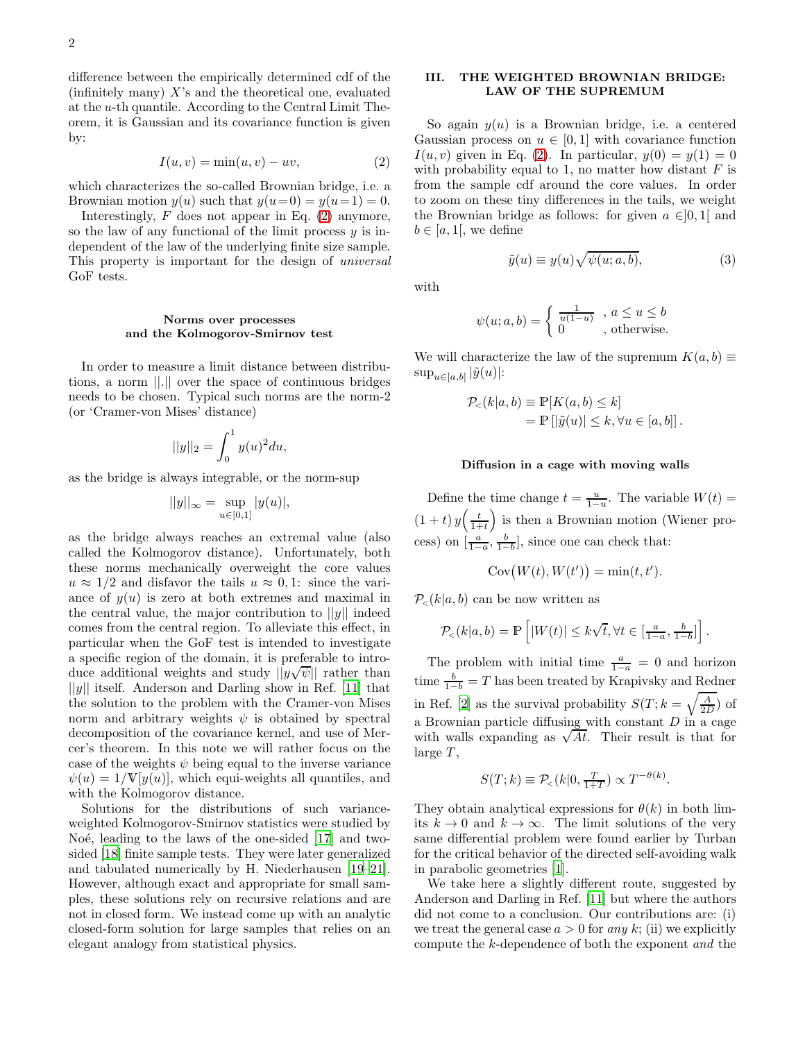difference between the empirically determined cdf of the (infinitely many) $X$'s and the theoretical one, evaluated at the $u$-th quantile. According to the Central Limit Theorem, it is Gaussian and its covariance function is given by:

$$I(u,v) = \min(u,v) - uv, \tag{2}$$

which characterizes the so-called Brownian bridge, i.e. a Brownian motion $y(u)$ such that $y(u=0) = y(u=1) = 0$.

Interestingly, $F$ does not appear in Eq. (2) anymore, so the law of any functional of the limit process $y$ is independent of the law of the underlying finite size sample. This property is important for the design of *universal* GoF tests.

**Norms over processes and the Kolmogorov-Smirnov test**

In order to measure a limit distance between distributions, a norm $||.||$ over the space of continuous bridges needs to be chosen. Typical such norms are the norm-2 (or 'Cramer-von Mises' distance)

$$||y||_2 = \int_0^1 y(u)^2 du,$$

as the bridge is always integrable, or the norm-sup

$$||y||_\infty = \sup_{u\in[0,1]} |y(u)|,$$

as the bridge always reaches an extremal value (also called the Kolmogorov distance). Unfortunately, both these norms mechanically overweight the core values $u \approx 1/2$ and disfavor the tails $u \approx 0, 1$: since the variance of $y(u)$ is zero at both extremes and maximal in the central value, the major contribution to $||y||$ indeed comes from the central region. To alleviate this effect, in particular when the GoF test is intended to investigate a specific region of the domain, it is preferable to introduce additional weights and study $||y\sqrt{\psi}||$ rather than $||y||$ itself. Anderson and Darling show in Ref. [11] that the solution to the problem with the Cramer-von Mises norm and arbitrary weights $\psi$ is obtained by spectral decomposition of the covariance kernel, and use of Mercer's theorem. In this note we will rather focus on the case of the weights $\psi$ being equal to the inverse variance $\psi(u) = 1/\mathbb{V}[y(u)]$, which equi-weights all quantiles, and with the Kolmogorov distance.

Solutions for the distributions of such variance-weighted Kolmogorov-Smirnov statistics were studied by Noé, leading to the laws of the one-sided [17] and two-sided [18] finite sample tests. They were later generalized and tabulated numerically by H. Niederhausen [19–21]. However, although exact and appropriate for small samples, these solutions rely on recursive relations and are not in closed form. We instead come up with an analytic closed-form solution for large samples that relies on an elegant analogy from statistical physics.

## III. THE WEIGHTED BROWNIAN BRIDGE: LAW OF THE SUPREMUM

So again $y(u)$ is a Brownian bridge, i.e. a centered Gaussian process on $u \in [0,1]$ with covariance function $I(u,v)$ given in Eq. (2). In particular, $y(0) = y(1) = 0$ with probability equal to 1, no matter how distant $F$ is from the sample cdf around the core values. In order to zoom on these tiny differences in the tails, we weight the Brownian bridge as follows: for given $a \in ]0,1[$ and $b \in [a,1[$, we define

$$\tilde{y}(u) \equiv y(u)\sqrt{\psi(u;a,b)}, \tag{3}$$

with

$$\psi(u;a,b) = \begin{cases} \frac{1}{u(1-u)} & , a \le u \le b \\ 0 & , \text{otherwise.} \end{cases}$$

We will characterize the law of the supremum $K(a,b) \equiv \sup_{u\in[a,b]} |\tilde{y}(u)|$:

$$\begin{aligned} \mathcal{P}_<(k|a,b) &\equiv \mathbb{P}[K(a,b) \le k] \\ &= \mathbb{P}\left[|\tilde{y}(u)| \le k, \forall u \in [a,b]\right]. \end{aligned}$$

**Diffusion in a cage with moving walls**

Define the time change $t = \frac{u}{1-u}$. The variable $W(t) = (1+t)\, y\!\left(\frac{t}{1+t}\right)$ is then a Brownian motion (Wiener process) on $[\frac{a}{1-a}, \frac{b}{1-b}]$, since one can check that:

$$\text{Cov}\big(W(t), W(t')\big) = \min(t,t').$$

$\mathcal{P}_<(k|a,b)$ can be now written as

$$\mathcal{P}_<(k|a,b) = \mathbb{P}\left[|W(t)| \le k\sqrt{t}, \forall t \in [\tfrac{a}{1-a}, \tfrac{b}{1-b}]\right].$$

The problem with initial time $\frac{a}{1-a} = 0$ and horizon time $\frac{b}{1-b} = T$ has been treated by Krapivsky and Redner in Ref. [2] as the survival probability $S(T; k = \sqrt{\frac{A}{2D}})$ of a Brownian particle diffusing with constant $D$ in a cage with walls expanding as $\sqrt{At}$. Their result is that for large $T$,

$$S(T;k) \equiv \mathcal{P}_<(k|0, \tfrac{T}{1+T}) \propto T^{-\theta(k)}.$$

They obtain analytical expressions for $\theta(k)$ in both limits $k \to 0$ and $k \to \infty$. The limit solutions of the very same differential problem were found earlier by Turban for the critical behavior of the directed self-avoiding walk in parabolic geometries [1].

We take here a slightly different route, suggested by Anderson and Darling in Ref. [11] but where the authors did not come to a conclusion. Our contributions are: (i) we treat the general case $a > 0$ for *any* $k$; (ii) we explicitly compute the $k$-dependence of both the exponent *and* the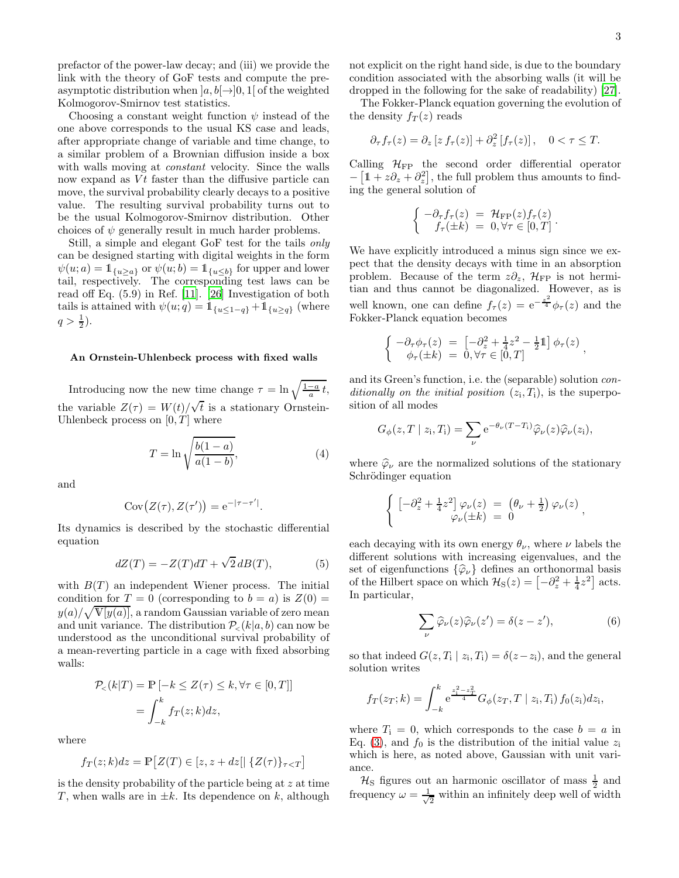prefactor of the power-law decay; and (iii) we provide the link with the theory of GoF tests and compute the pre-asymptotic distribution when $]a,b[\to]0,1[$ of the weighted Kolmogorov-Smirnov test statistics.

Choosing a constant weight function $\psi$ instead of the one above corresponds to the usual KS case and leads, after appropriate change of variable and time change, to a similar problem of a Brownian diffusion inside a box with walls moving at *constant* velocity. Since the walls now expand as $Vt$ faster than the diffusive particle can move, the survival probability clearly decays to a positive value. The resulting survival probability turns out to be the usual Kolmogorov-Smirnov distribution. Other choices of $\psi$ generally result in much harder problems.

Still, a simple and elegant GoF test for the tails *only* can be designed starting with digital weights in the form $\psi(u;a) = \mathbb{1}_{\{u \geq a\}}$ or $\psi(u;b) = \mathbb{1}_{\{u \leq b\}}$ for upper and lower tail, respectively. The corresponding test laws can be read off Eq. (5.9) in Ref. [11]. [26] Investigation of both tails is attained with $\psi(u;q) = \mathbb{1}_{\{u \leq 1-q\}} + \mathbb{1}_{\{u \geq q\}}$ (where $q > \frac{1}{2}$).

### An Ornstein-Uhlenbeck process with fixed walls

Introducing now the new time change $\tau = \ln\sqrt{\frac{1-a}{a}\,t}$, the variable $Z(\tau) = W(t)/\sqrt{t}$ is a stationary Ornstein-Uhlenbeck process on $[0,T]$ where

$$T = \ln\sqrt{\frac{b(1-a)}{a(1-b)}}, \tag{4}$$

and

$$\mathrm{Cov}\big(Z(\tau), Z(\tau')\big) = \mathrm{e}^{-|\tau-\tau'|}.$$

Its dynamics is described by the stochastic differential equation

$$dZ(T) = -Z(T)dT + \sqrt{2}\,dB(T), \tag{5}$$

with $B(T)$ an independent Wiener process. The initial condition for $T=0$ (corresponding to $b=a$) is $Z(0) = y(a)/\sqrt{\mathbb{V}[y(a)]}$, a random Gaussian variable of zero mean and unit variance. The distribution $\mathcal{P}_<(k|a,b)$ can now be understood as the unconditional survival probability of a mean-reverting particle in a cage with fixed absorbing walls:

$$\begin{aligned}\mathcal{P}_<(k|T) &= \mathbb{P}\left[-k \leq Z(\tau) \leq k, \forall \tau \in [0,T]\right] \\ &= \int_{-k}^{k} f_T(z;k)dz,\end{aligned}$$

where

$$f_T(z;k)dz = \mathbb{P}\big[Z(T) \in [z, z+dz[\,|\, \{Z(\tau)\}_{\tau<T}\big]$$

is the density probability of the particle being at $z$ at time $T$, when walls are in $\pm k$. Its dependence on $k$, although not explicit on the right hand side, is due to the boundary condition associated with the absorbing walls (it will be dropped in the following for the sake of readability) [27].

The Fokker-Planck equation governing the evolution of the density $f_T(z)$ reads

$$\partial_\tau f_\tau(z) = \partial_z\left[z\, f_\tau(z)\right] + \partial_z^2\left[f_\tau(z)\right], \quad 0 < \tau \leq T.$$

Calling $\mathcal{H}_{\mathrm{FP}}$ the second order differential operator $-\left[\mathbb{1} + z\partial_z + \partial_z^2\right]$, the full problem thus amounts to finding the general solution of

$$\begin{cases} -\partial_\tau f_\tau(z) &= \mathcal{H}_{\mathrm{FP}}(z) f_\tau(z) \\ \quad f_\tau(\pm k) &= 0, \forall \tau \in [0,T] \end{cases}.$$

We have explicitly introduced a minus sign since we expect that the density decays with time in an absorption problem. Because of the term $z\partial_z$, $\mathcal{H}_{\mathrm{FP}}$ is not hermitian and thus cannot be diagonalized. However, as is well known, one can define $f_\tau(z) = \mathrm{e}^{-\frac{z^2}{4}}\phi_\tau(z)$ and the Fokker-Planck equation becomes

$$\begin{cases} -\partial_\tau \phi_\tau(z) &= \left[-\partial_z^2 + \frac{1}{4}z^2 - \frac{1}{2}\mathbb{1}\right]\phi_\tau(z) \\ \quad \phi_\tau(\pm k) &= 0, \forall \tau \in [0,T] \end{cases},$$

and its Green's function, i.e. the (separable) solution *conditionally on the initial position* $(z_{\mathrm{i}}, T_{\mathrm{i}})$, is the superposition of all modes

$$G_\phi(z, T \mid z_{\mathrm{i}}, T_{\mathrm{i}}) = \sum_\nu \mathrm{e}^{-\theta_\nu(T-T_{\mathrm{i}})}\widehat{\varphi}_\nu(z)\widehat{\varphi}_\nu(z_{\mathrm{i}}),$$

where $\widehat{\varphi}_\nu$ are the normalized solutions of the stationary Schrödinger equation

$$\begin{cases} \left[-\partial_z^2 + \frac{1}{4}z^2\right]\varphi_\nu(z) &= \left(\theta_\nu + \frac{1}{2}\right)\varphi_\nu(z) \\ \quad \varphi_\nu(\pm k) &= 0 \end{cases},$$

each decaying with its own energy $\theta_\nu$, where $\nu$ labels the different solutions with increasing eigenvalues, and the set of eigenfunctions $\{\widehat{\varphi}_\nu\}$ defines an orthonormal basis of the Hilbert space on which $\mathcal{H}_{\mathrm{S}}(z) = \left[-\partial_z^2 + \frac{1}{4}z^2\right]$ acts. In particular,

$$\sum_\nu \widehat{\varphi}_\nu(z)\widehat{\varphi}_\nu(z') = \delta(z-z'), \tag{6}$$

so that indeed $G(z, T_{\mathrm{i}} \mid z_{\mathrm{i}}, T_{\mathrm{i}}) = \delta(z - z_{\mathrm{i}})$, and the general solution writes

$$f_T(z_T;k) = \int_{-k}^{k} \mathrm{e}^{\frac{z_{\mathrm{i}}^2 - z_T^2}{4}} G_\phi(z_T, T \mid z_{\mathrm{i}}, T_{\mathrm{i}})\, f_0(z_{\mathrm{i}})dz_{\mathrm{i}},$$

where $T_{\mathrm{i}} = 0$, which corresponds to the case $b = a$ in Eq. (3), and $f_0$ is the distribution of the initial value $z_{\mathrm{i}}$ which is here, as noted above, Gaussian with unit variance.

$\mathcal{H}_{\mathrm{S}}$ figures out an harmonic oscillator of mass $\frac{1}{2}$ and frequency $\omega = \frac{1}{\sqrt{2}}$ within an infinitely deep well of width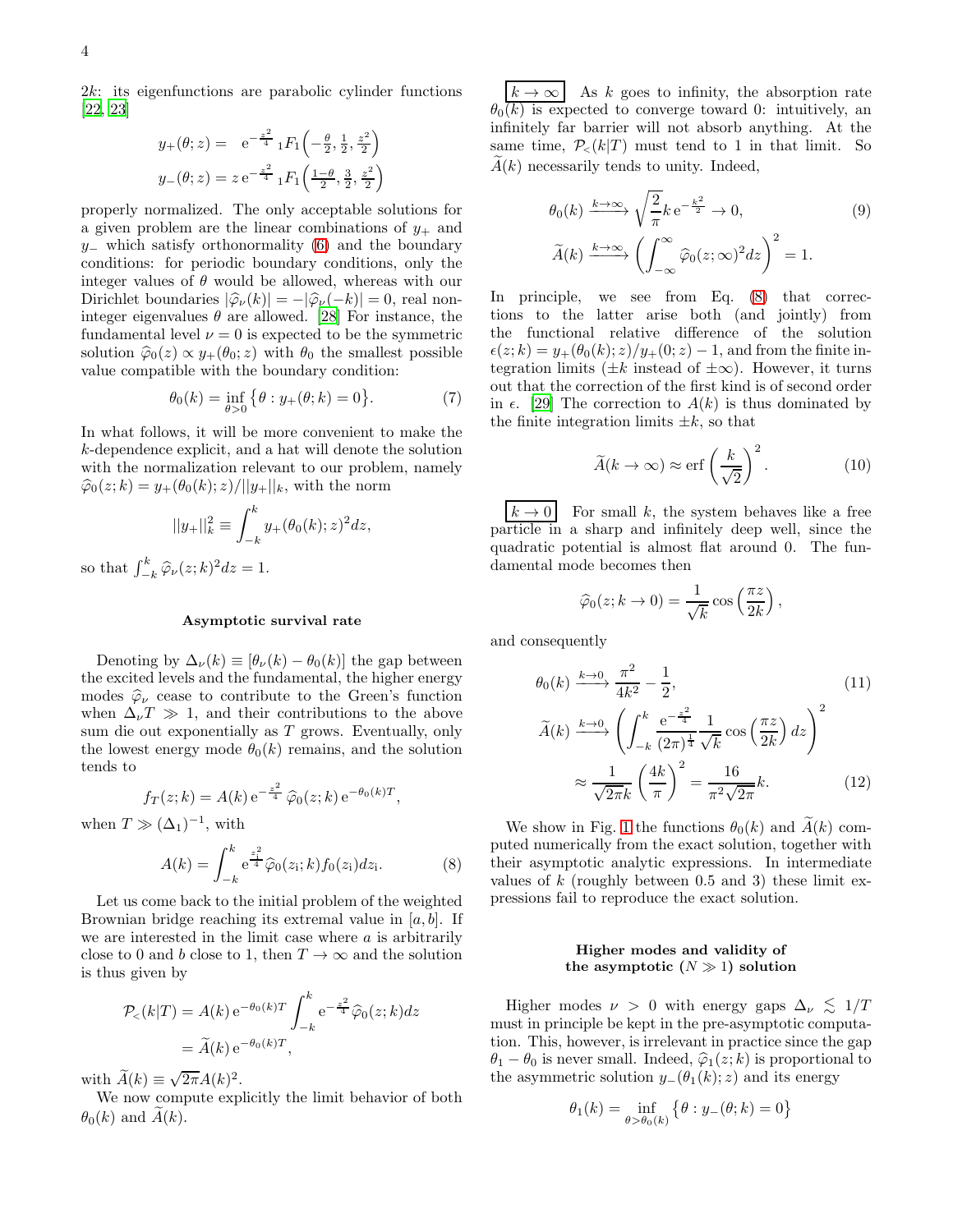$2k$: its eigenfunctions are parabolic cylinder functions [22, 23]

$$
\begin{aligned}
y_+(\theta; z) &= \mathrm{e}^{-\frac{z^2}{4}}\, {}_1F_1\left(-\tfrac{\theta}{2}, \tfrac{1}{2}, \tfrac{z^2}{2}\right) \\
y_-(\theta; z) &= z\, \mathrm{e}^{-\frac{z^2}{4}}\, {}_1F_1\left(\tfrac{1-\theta}{2}, \tfrac{3}{2}, \tfrac{z^2}{2}\right)
\end{aligned}
$$

properly normalized. The only acceptable solutions for a given problem are the linear combinations of $y_+$ and $y_-$ which satisfy orthonormality (6) and the boundary conditions: for periodic boundary conditions, only the integer values of $\theta$ would be allowed, whereas with our Dirichlet boundaries $|\widehat{\varphi}_\nu(k)| = -|\widehat{\varphi}_\nu(-k)| = 0$, real non-integer eigenvalues $\theta$ are allowed. [28] For instance, the fundamental level $\nu = 0$ is expected to be the symmetric solution $\widehat{\varphi}_0(z) \propto y_+(\theta_0; z)$ with $\theta_0$ the smallest possible value compatible with the boundary condition:

$$
\theta_0(k) = \inf_{\theta > 0} \left\{ \theta : y_+(\theta; k) = 0 \right\}. \tag{7}
$$

In what follows, it will be more convenient to make the $k$-dependence explicit, and a hat will denote the solution with the normalization relevant to our problem, namely $\widehat{\varphi}_0(z; k) = y_+(\theta_0(k); z)/||y_+||_k$, with the norm

$$
||y_+||_k^2 \equiv \int_{-k}^{k} y_+(\theta_0(k); z)^2 dz,
$$

so that $\int_{-k}^{k} \widehat{\varphi}_\nu(z; k)^2 dz = 1$.

### Asymptotic survival rate

Denoting by $\Delta_\nu(k) \equiv [\theta_\nu(k) - \theta_0(k)]$ the gap between the excited levels and the fundamental, the higher energy modes $\widehat{\varphi}_\nu$ cease to contribute to the Green's function when $\Delta_\nu T \gg 1$, and their contributions to the above sum die out exponentially as $T$ grows. Eventually, only the lowest energy mode $\theta_0(k)$ remains, and the solution tends to

$$
f_T(z; k) = A(k)\, \mathrm{e}^{-\frac{z^2}{4}}\, \widehat{\varphi}_0(z; k)\, \mathrm{e}^{-\theta_0(k) T},
$$

when $T \gg (\Delta_1)^{-1}$, with

$$
A(k) = \int_{-k}^{k} \mathrm{e}^{\frac{z_\mathrm{i}^2}{4}} \widehat{\varphi}_0(z_\mathrm{i}; k) f_0(z_\mathrm{i}) dz_\mathrm{i}. \tag{8}
$$

Let us come back to the initial problem of the weighted Brownian bridge reaching its extremal value in $[a, b]$. If we are interested in the limit case where $a$ is arbitrarily close to 0 and $b$ close to 1, then $T \to \infty$ and the solution is thus given by

$$
\begin{aligned}
\mathcal{P}_<(k|T) &= A(k)\, \mathrm{e}^{-\theta_0(k) T} \int_{-k}^{k} \mathrm{e}^{-\frac{z^2}{4}} \widehat{\varphi}_0(z; k) dz \\
&= \widetilde{A}(k)\, \mathrm{e}^{-\theta_0(k) T},
\end{aligned}
$$

with $\widetilde{A}(k) \equiv \sqrt{2\pi} A(k)^2$.

We now compute explicitly the limit behavior of both $\theta_0(k)$ and $\widetilde{A}(k)$.

**$k \to \infty$** As $k$ goes to infinity, the absorption rate $\theta_0(k)$ is expected to converge toward 0: intuitively, an infinitely far barrier will not absorb anything. At the same time, $\mathcal{P}_<(k|T)$ must tend to 1 in that limit. So $\widetilde{A}(k)$ necessarily tends to unity. Indeed,

$$
\begin{aligned}
\theta_0(k) &\xrightarrow{k \to \infty} \sqrt{\frac{2}{\pi}} k\, \mathrm{e}^{-\frac{k^2}{2}} \to 0, \qquad (9)\\
\widetilde{A}(k) &\xrightarrow{k \to \infty} \left( \int_{-\infty}^{\infty} \widehat{\varphi}_0(z; \infty)^2 dz \right)^2 = 1.
\end{aligned}
$$

In principle, we see from Eq. (8) that corrections to the latter arise both (and jointly) from the functional relative difference of the solution $\epsilon(z; k) = y_+(\theta_0(k); z)/y_+(0; z) - 1$, and from the finite integration limits ($\pm k$ instead of $\pm\infty$). However, it turns out that the correction of the first kind is of second order in $\epsilon$. [29] The correction to $A(k)$ is thus dominated by the finite integration limits $\pm k$, so that

$$
\widetilde{A}(k \to \infty) \approx \mathrm{erf}\left( \frac{k}{\sqrt{2}} \right)^2. \tag{10}
$$

**$k \to 0$** For small $k$, the system behaves like a free particle in a sharp and infinitely deep well, since the quadratic potential is almost flat around 0. The fundamental mode becomes then

$$
\widehat{\varphi}_0(z; k \to 0) = \frac{1}{\sqrt{k}} \cos\left( \frac{\pi z}{2k} \right),
$$

and consequently

$$
\begin{aligned}
\theta_0(k) &\xrightarrow{k \to 0} \frac{\pi^2}{4k^2} - \frac{1}{2}, \qquad (11)\\
\widetilde{A}(k) &\xrightarrow{k \to 0} \left( \int_{-k}^{k} \frac{\mathrm{e}^{-\frac{z^2}{4}}}{(2\pi)^{\frac{1}{4}}} \frac{1}{\sqrt{k}} \cos\left( \frac{\pi z}{2k} \right) dz \right)^2 \\
&\approx \frac{1}{\sqrt{2\pi} k} \left( \frac{4k}{\pi} \right)^2 = \frac{16}{\pi^2 \sqrt{2\pi}} k. \qquad (12)
\end{aligned}
$$

We show in Fig. 1 the functions $\theta_0(k)$ and $\widetilde{A}(k)$ computed numerically from the exact solution, together with their asymptotic analytic expressions. In intermediate values of $k$ (roughly between 0.5 and 3) these limit expressions fail to reproduce the exact solution.

### Higher modes and validity of the asymptotic ($N \gg 1$) solution

Higher modes $\nu > 0$ with energy gaps $\Delta_\nu \lesssim 1/T$ must in principle be kept in the pre-asymptotic computation. This, however, is irrelevant in practice since the gap $\theta_1 - \theta_0$ is never small. Indeed, $\widehat{\varphi}_1(z; k)$ is proportional to the asymmetric solution $y_-(\theta_1(k); z)$ and its energy

$$
\theta_1(k) = \inf_{\theta > \theta_0(k)} \left\{ \theta : y_-(\theta; k) = 0 \right\}
$$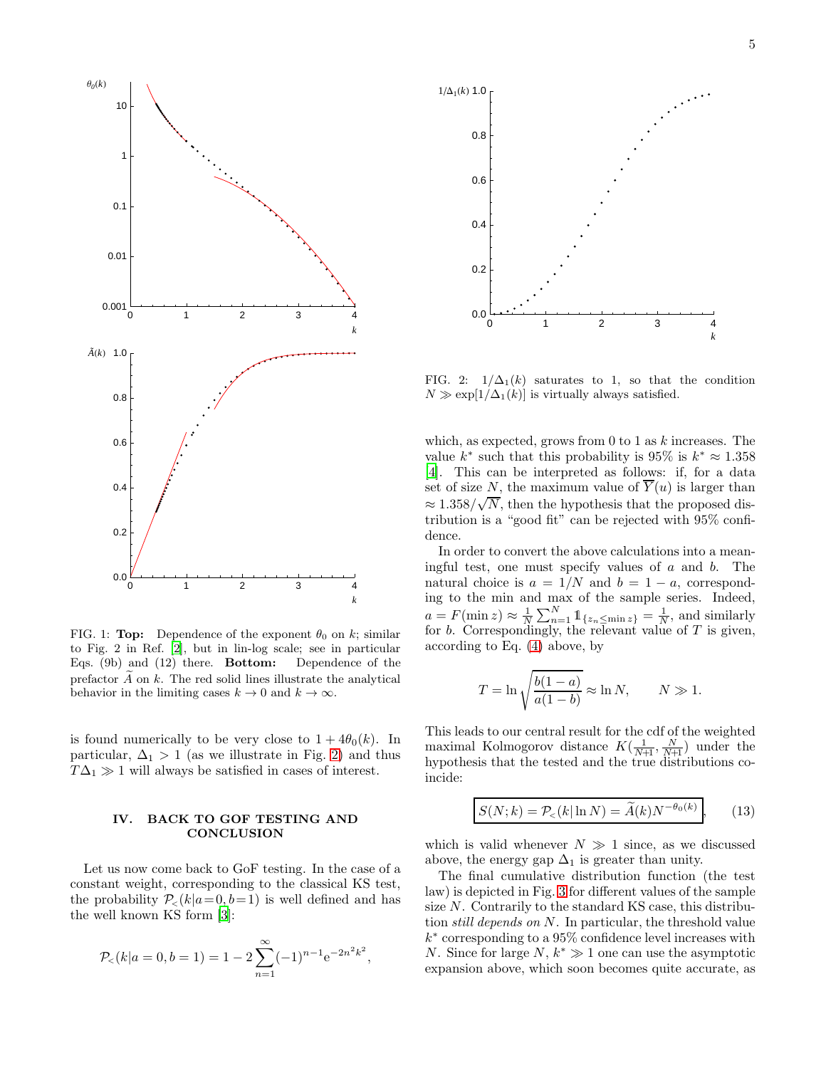FIG. 1: **Top:** Dependence of the exponent $\theta_0$ on $k$; similar to Fig. 2 in Ref. [2], but in lin-log scale; see in particular Eqs. (9b) and (12) there. **Bottom:** Dependence of the prefactor $\widetilde{A}$ on $k$. The red solid lines illustrate the analytical behavior in the limiting cases $k \to 0$ and $k \to \infty$.

is found numerically to be very close to $1 + 4\theta_0(k)$. In particular, $\Delta_1 > 1$ (as we illustrate in Fig. 2) and thus $T\Delta_1 \gg 1$ will always be satisfied in cases of interest.

## IV. BACK TO GOF TESTING AND CONCLUSION

Let us now come back to GoF testing. In the case of a constant weight, corresponding to the classical KS test, the probability $\mathcal{P}_<(k|a=0, b=1)$ is well defined and has the well known KS form [3]:

$$\mathcal{P}_<(k|a=0, b=1) = 1 - 2\sum_{n=1}^{\infty}(-1)^{n-1}\mathrm{e}^{-2n^2k^2},$$

FIG. 2: $1/\Delta_1(k)$ saturates to 1, so that the condition $N \gg \exp[1/\Delta_1(k)]$ is virtually always satisfied.

which, as expected, grows from 0 to 1 as $k$ increases. The value $k^*$ such that this probability is 95% is $k^* \approx 1.358$ [4]. This can be interpreted as follows: if, for a data set of size $N$, the maximum value of $\overline{Y}(u)$ is larger than $\approx 1.358/\sqrt{N}$, then the hypothesis that the proposed distribution is a "good fit" can be rejected with 95% confidence.

In order to convert the above calculations into a meaningful test, one must specify values of $a$ and $b$. The natural choice is $a = 1/N$ and $b = 1 - a$, corresponding to the min and max of the sample series. Indeed, $a = F(\min z) \approx \frac{1}{N}\sum_{n=1}^{N}\mathbb{1}_{\{z_n \leq \min z\}} = \frac{1}{N}$, and similarly for $b$. Correspondingly, the relevant value of $T$ is given, according to Eq. (4) above, by

$$T = \ln\sqrt{\frac{b(1-a)}{a(1-b)}} \approx \ln N, \qquad N \gg 1.$$

This leads to our central result for the cdf of the weighted maximal Kolmogorov distance $K(\frac{1}{N+1}, \frac{N}{N+1})$ under the hypothesis that the tested and the true distributions coincide:

$$\boxed{S(N;k) = \mathcal{P}_<(k|\ln N) = \widetilde{A}(k)N^{-\theta_0(k)}}, \qquad (13)$$

which is valid whenever $N \gg 1$ since, as we discussed above, the energy gap $\Delta_1$ is greater than unity.

The final cumulative distribution function (the test law) is depicted in Fig. 3 for different values of the sample size $N$. Contrarily to the standard KS case, this distribution *still depends on* $N$. In particular, the threshold value $k^*$ corresponding to a 95% confidence level increases with $N$. Since for large $N$, $k^* \gg 1$ one can use the asymptotic expansion above, which soon becomes quite accurate, as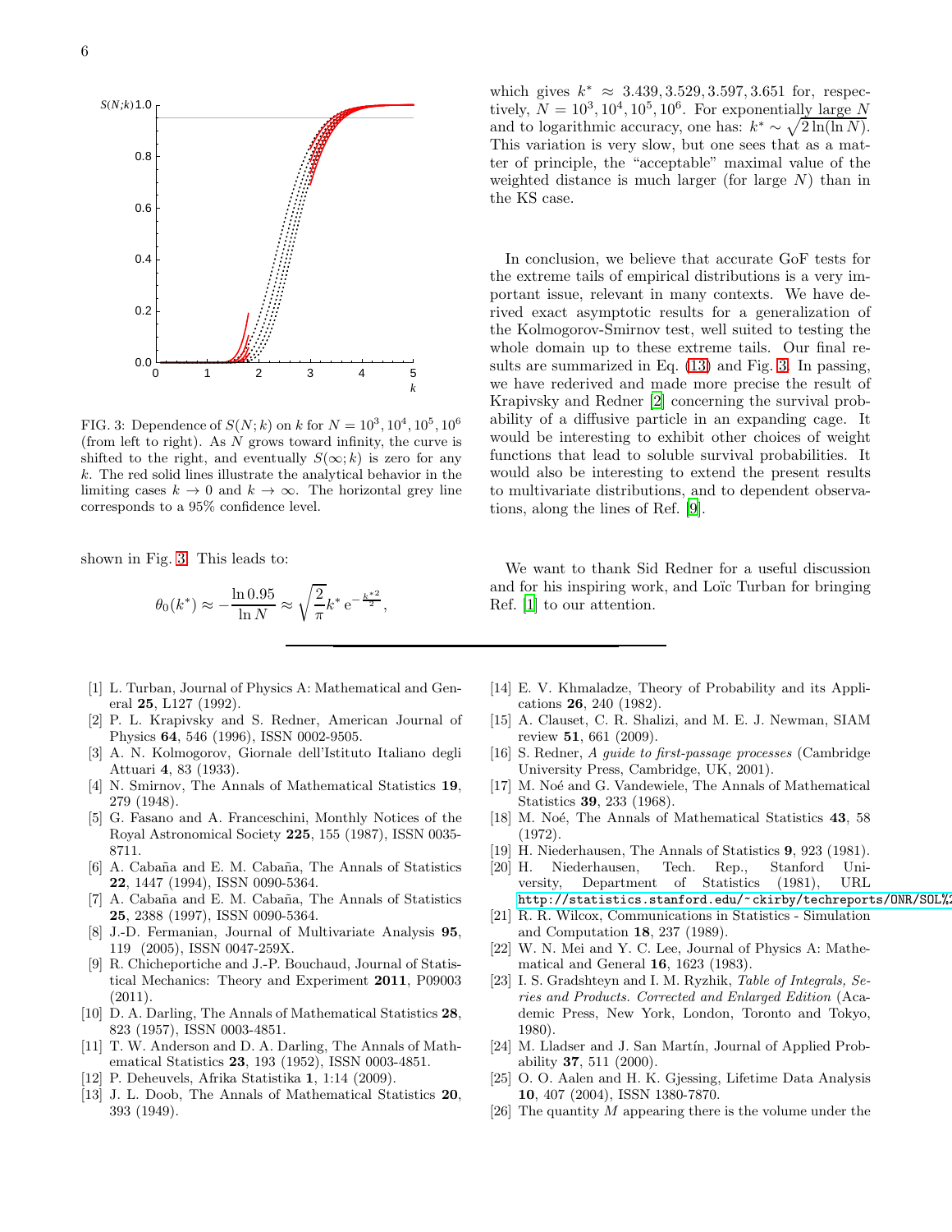FIG. 3: Dependence of $S(N;k)$ on $k$ for $N = 10^3, 10^4, 10^5, 10^6$ (from left to right). As $N$ grows toward infinity, the curve is shifted to the right, and eventually $S(\infty;k)$ is zero for any $k$. The red solid lines illustrate the analytical behavior in the limiting cases $k \to 0$ and $k \to \infty$. The horizontal grey line corresponds to a 95% confidence level.

shown in Fig. 3. This leads to:

$$\theta_0(k^*) \approx -\frac{\ln 0.95}{\ln N} \approx \sqrt{\frac{2}{\pi}} k^* \, \mathrm{e}^{-\frac{k^{*2}}{2}},$$

which gives $k^* \approx 3.439, 3.529, 3.597, 3.651$ for, respectively, $N = 10^3, 10^4, 10^5, 10^6$. For exponentially large $N$ and to logarithmic accuracy, one has: $k^* \sim \sqrt{2\ln(\ln N)}$. This variation is very slow, but one sees that as a matter of principle, the "acceptable" maximal value of the weighted distance is much larger (for large $N$) than in the KS case.

In conclusion, we believe that accurate GoF tests for the extreme tails of empirical distributions is a very important issue, relevant in many contexts. We have derived exact asymptotic results for a generalization of the Kolmogorov-Smirnov test, well suited to testing the whole domain up to these extreme tails. Our final results are summarized in Eq. (13) and Fig. 3. In passing, we have rederived and made more precise the result of Krapivsky and Redner [2] concerning the survival probability of a diffusive particle in an expanding cage. It would be interesting to exhibit other choices of weight functions that lead to soluble survival probabilities. It would also be interesting to extend the present results to multivariate distributions, and to dependent observations, along the lines of Ref. [9].

We want to thank Sid Redner for a useful discussion and for his inspiring work, and Loïc Turban for bringing Ref. [1] to our attention.

---

[1] L. Turban, Journal of Physics A: Mathematical and General **25**, L127 (1992).

[2] P. L. Krapivsky and S. Redner, American Journal of Physics **64**, 546 (1996), ISSN 0002-9505.

[3] A. N. Kolmogorov, Giornale dell'Istituto Italiano degli Attuari **4**, 83 (1933).

[4] N. Smirnov, The Annals of Mathematical Statistics **19**, 279 (1948).

[5] G. Fasano and A. Franceschini, Monthly Notices of the Royal Astronomical Society **225**, 155 (1987), ISSN 0035-8711.

[6] A. Cabaña and E. M. Cabaña, The Annals of Statistics **22**, 1447 (1994), ISSN 0090-5364.

[7] A. Cabaña and E. M. Cabaña, The Annals of Statistics **25**, 2388 (1997), ISSN 0090-5364.

[8] J.-D. Fermanian, Journal of Multivariate Analysis **95**, 119 (2005), ISSN 0047-259X.

[9] R. Chicheportiche and J.-P. Bouchaud, Journal of Statistical Mechanics: Theory and Experiment **2011**, P09003 (2011).

[10] D. A. Darling, The Annals of Mathematical Statistics **28**, 823 (1957), ISSN 0003-4851.

[11] T. W. Anderson and D. A. Darling, The Annals of Mathematical Statistics **23**, 193 (1952), ISSN 0003-4851.

[12] P. Deheuvels, Afrika Statistika **1**, 1:14 (2009).

[13] J. L. Doob, The Annals of Mathematical Statistics **20**, 393 (1949).

[14] E. V. Khmaladze, Theory of Probability and its Applications **26**, 240 (1982).

[15] A. Clauset, C. R. Shalizi, and M. E. J. Newman, SIAM review **51**, 661 (2009).

[16] S. Redner, *A guide to first-passage processes* (Cambridge University Press, Cambridge, UK, 2001).

[17] M. Noé and G. Vandewiele, The Annals of Mathematical Statistics **39**, 233 (1968).

[18] M. Noé, The Annals of Mathematical Statistics **43**, 58 (1972).

[19] H. Niederhausen, The Annals of Statistics **9**, 923 (1981).

[20] H. Niederhausen, Tech. Rep., Stanford University, Department of Statistics (1981), URL http://statistics.stanford.edu/~ckirby/techreports/ONR/SOL%2

[21] R. R. Wilcox, Communications in Statistics - Simulation and Computation **18**, 237 (1989).

[22] W. N. Mei and Y. C. Lee, Journal of Physics A: Mathematical and General **16**, 1623 (1983).

[23] I. S. Gradshteyn and I. M. Ryzhik, *Table of Integrals, Series and Products. Corrected and Enlarged Edition* (Academic Press, New York, London, Toronto and Tokyo, 1980).

[24] M. Lladser and J. San Martín, Journal of Applied Probability **37**, 511 (2000).

[25] O. O. Aalen and H. K. Gjessing, Lifetime Data Analysis **10**, 407 (2004), ISSN 1380-7870.

[26] The quantity $M$ appearing there is the volume under the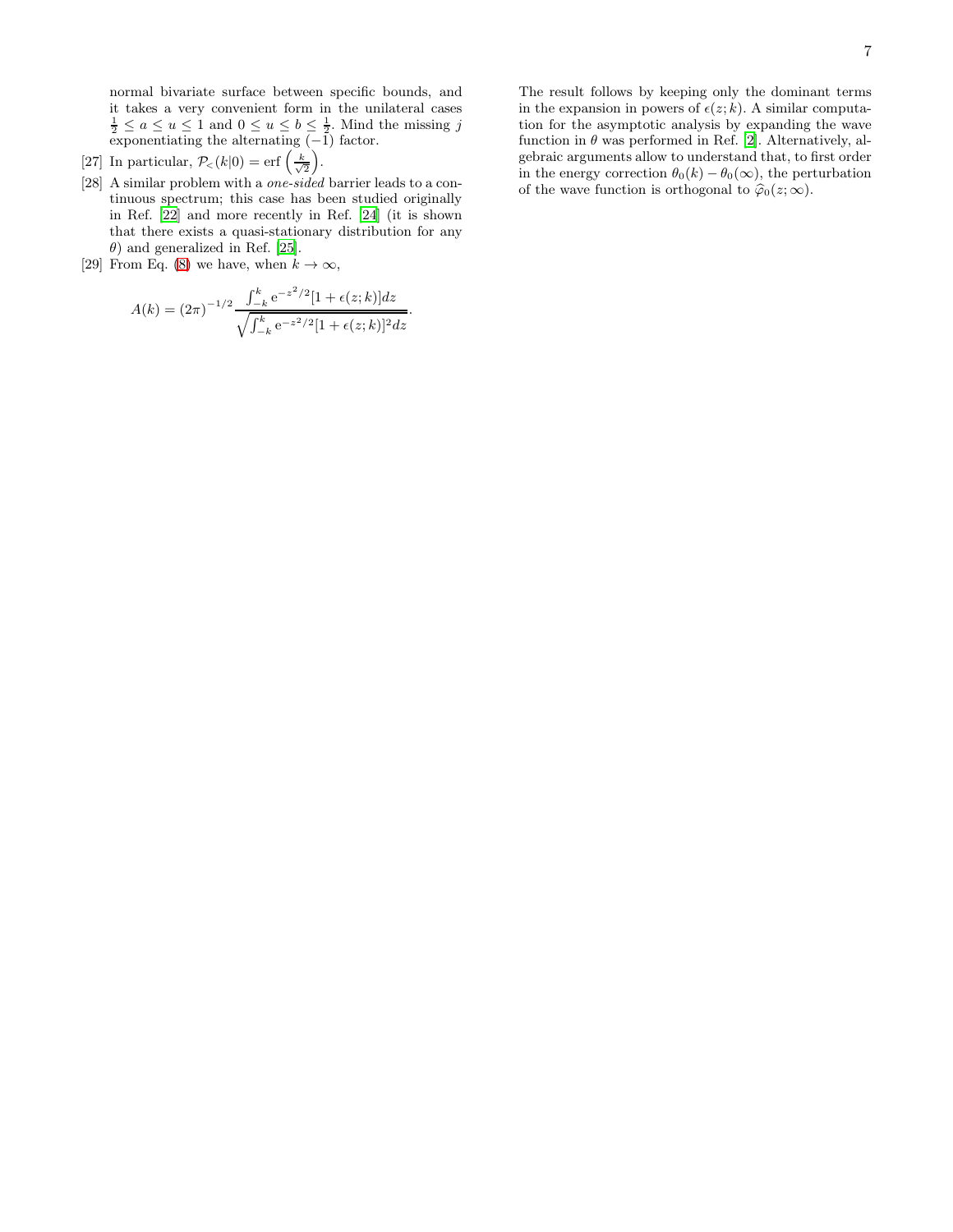normal bivariate surface between specific bounds, and it takes a very convenient form in the unilateral cases $\frac{1}{2} \leq a \leq u \leq 1$ and $0 \leq u \leq b \leq \frac{1}{2}$. Mind the missing $j$ exponentiating the alternating $(-1)$ factor.

[27] In particular, $\mathcal{P}_{<}(k|0) = \operatorname{erf}\left(\frac{k}{\sqrt{2}}\right)$.

[28] A similar problem with a *one-sided* barrier leads to a continuous spectrum; this case has been studied originally in Ref. [22] and more recently in Ref. [24] (it is shown that there exists a quasi-stationary distribution for any $\theta$) and generalized in Ref. [25].

[29] From Eq. (8) we have, when $k \to \infty$,

$$A(k) = (2\pi)^{-1/2} \frac{\int_{-k}^{k} \mathrm{e}^{-z^2/2}[1 + \epsilon(z;k)]dz}{\sqrt{\int_{-k}^{k} \mathrm{e}^{-z^2/2}[1 + \epsilon(z;k)]^2 dz}}.$$

The result follows by keeping only the dominant terms in the expansion in powers of $\epsilon(z;k)$. A similar computation for the asymptotic analysis by expanding the wave function in $\theta$ was performed in Ref. [2]. Alternatively, algebraic arguments allow to understand that, to first order in the energy correction $\theta_0(k) - \theta_0(\infty)$, the perturbation of the wave function is orthogonal to $\widehat{\varphi}_0(z;\infty)$.